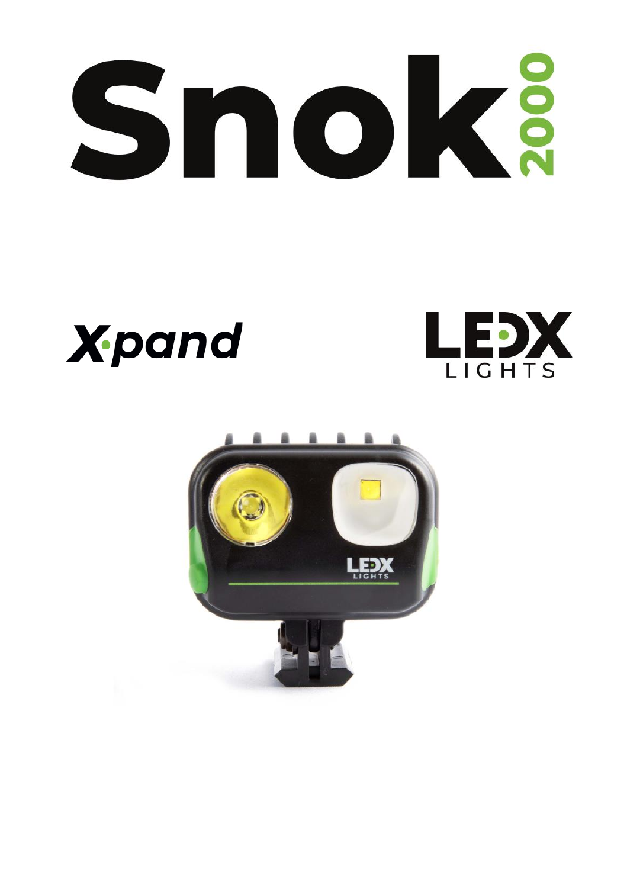# Snok 2000

Xpand

LEDX LIGHTS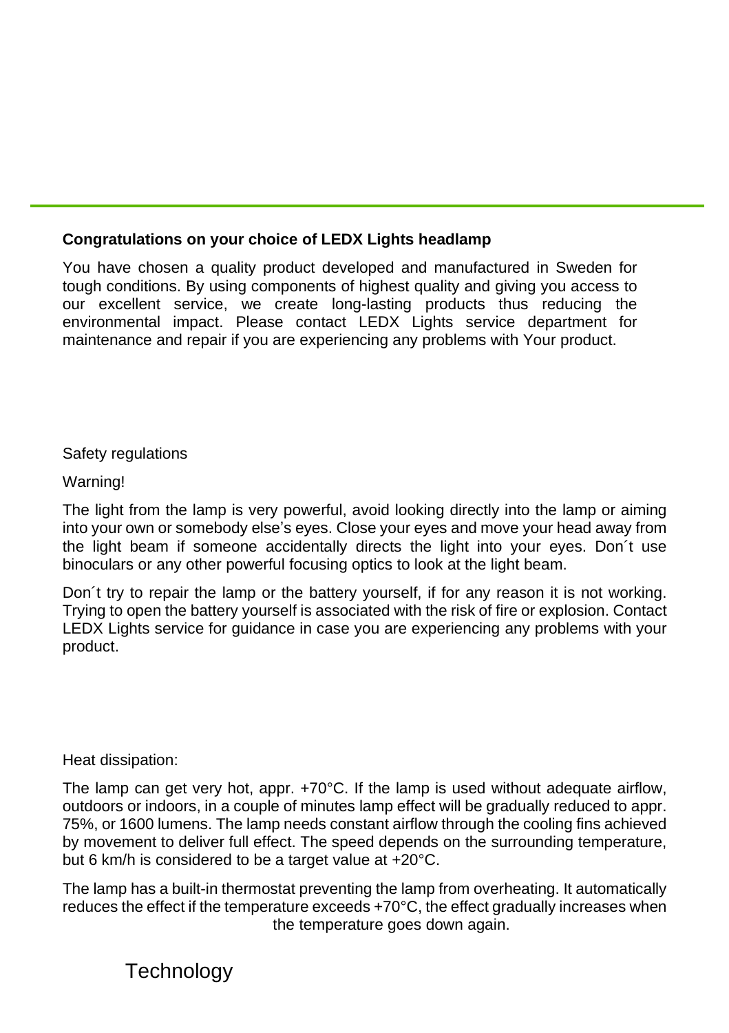**Congratulations on your choice of LEDX Lights headlamp**

You have chosen a quality product developed and manufactured in Sweden for tough conditions. By using components of highest quality and giving you access to our excellent service, we create long-lasting products thus reducing the environmental impact. Please contact LEDX Lights service department for maintenance and repair if you are experiencing any problems with Your product.

Safety regulations

Warning!

The light from the lamp is very powerful, avoid looking directly into the lamp or aiming into your own or somebody else’s eyes. Close your eyes and move your head away from the light beam if someone accidentally directs the light into your eyes. Don´t use binoculars or any other powerful focusing optics to look at the light beam.

Don´t try to repair the lamp or the battery yourself, if for any reason it is not working. Trying to open the battery yourself is associated with the risk of fire or explosion. Contact LEDX Lights service for guidance in case you are experiencing any problems with your product.

Heat dissipation:

The lamp can get very hot, appr. +70°C. If the lamp is used without adequate airflow, outdoors or indoors, in a couple of minutes lamp effect will be gradually reduced to appr. 75%, or 1600 lumens. The lamp needs constant airflow through the cooling fins achieved by movement to deliver full effect. The speed depends on the surrounding temperature, but 6 km/h is considered to be a target value at +20°C.

The lamp has a built-in thermostat preventing the lamp from overheating. It automatically reduces the effect if the temperature exceeds +70°C, the effect gradually increases when the temperature goes down again.

## Technology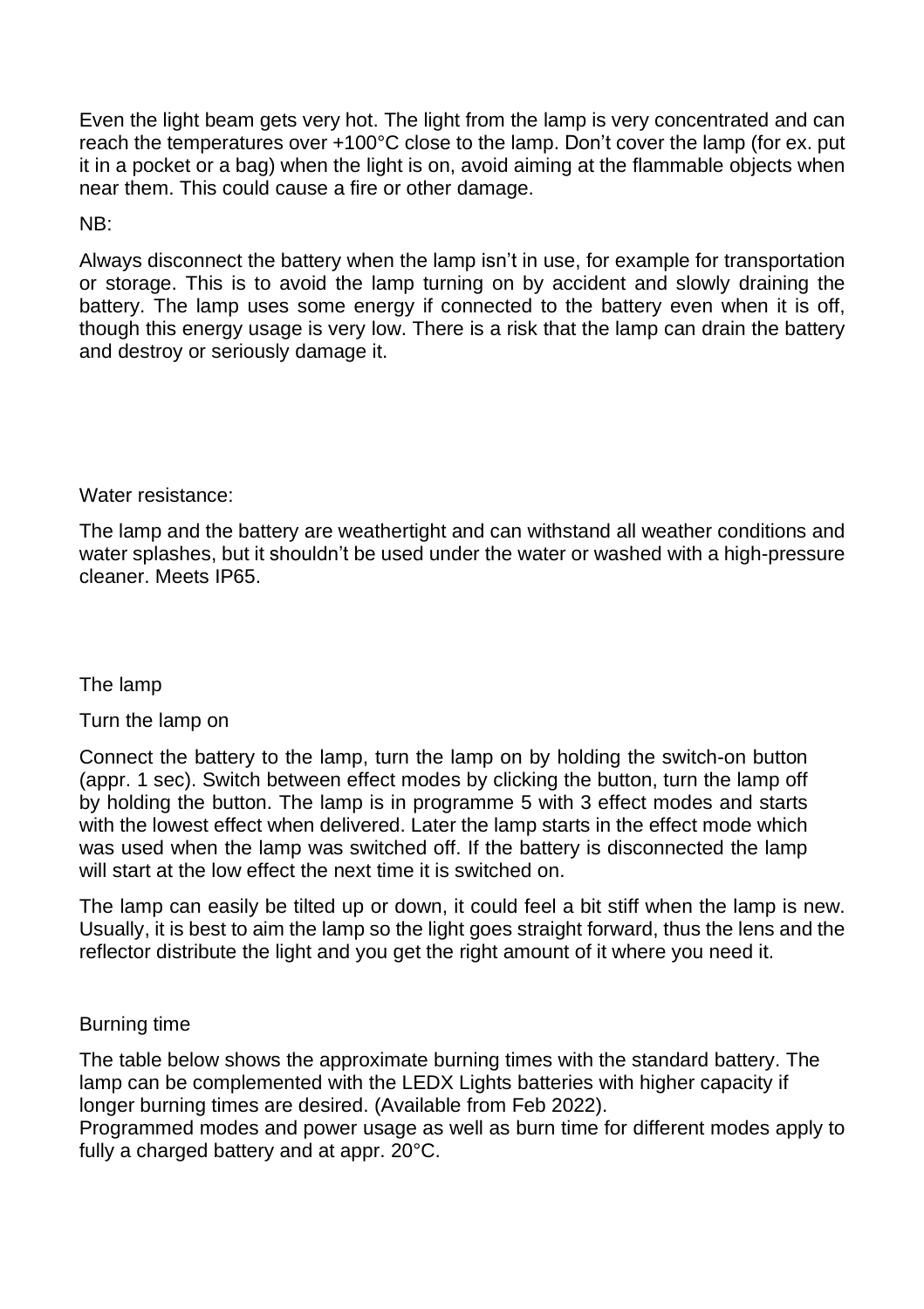Even the light beam gets very hot. The light from the lamp is very concentrated and can reach the temperatures over +100°C close to the lamp. Don't cover the lamp (for ex. put it in a pocket or a bag) when the light is on, avoid aiming at the flammable objects when near them. This could cause a fire or other damage.

NB:

Always disconnect the battery when the lamp isn't in use, for example for transportation or storage. This is to avoid the lamp turning on by accident and slowly draining the battery. The lamp uses some energy if connected to the battery even when it is off, though this energy usage is very low. There is a risk that the lamp can drain the battery and destroy or seriously damage it.

Water resistance:

The lamp and the battery are weathertight and can withstand all weather conditions and water splashes, but it shouldn't be used under the water or washed with a high-pressure cleaner. Meets IP65.

The lamp

Turn the lamp on

Connect the battery to the lamp, turn the lamp on by holding the switch-on button (appr. 1 sec). Switch between effect modes by clicking the button, turn the lamp off by holding the button. The lamp is in programme 5 with 3 effect modes and starts with the lowest effect when delivered. Later the lamp starts in the effect mode which was used when the lamp was switched off. If the battery is disconnected the lamp will start at the low effect the next time it is switched on.

The lamp can easily be tilted up or down, it could feel a bit stiff when the lamp is new. Usually, it is best to aim the lamp so the light goes straight forward, thus the lens and the reflector distribute the light and you get the right amount of it where you need it.

Burning time

The table below shows the approximate burning times with the standard battery. The lamp can be complemented with the LEDX Lights batteries with higher capacity if longer burning times are desired. (Available from Feb 2022).
Programmed modes and power usage as well as burn time for different modes apply to fully a charged battery and at appr. 20°C.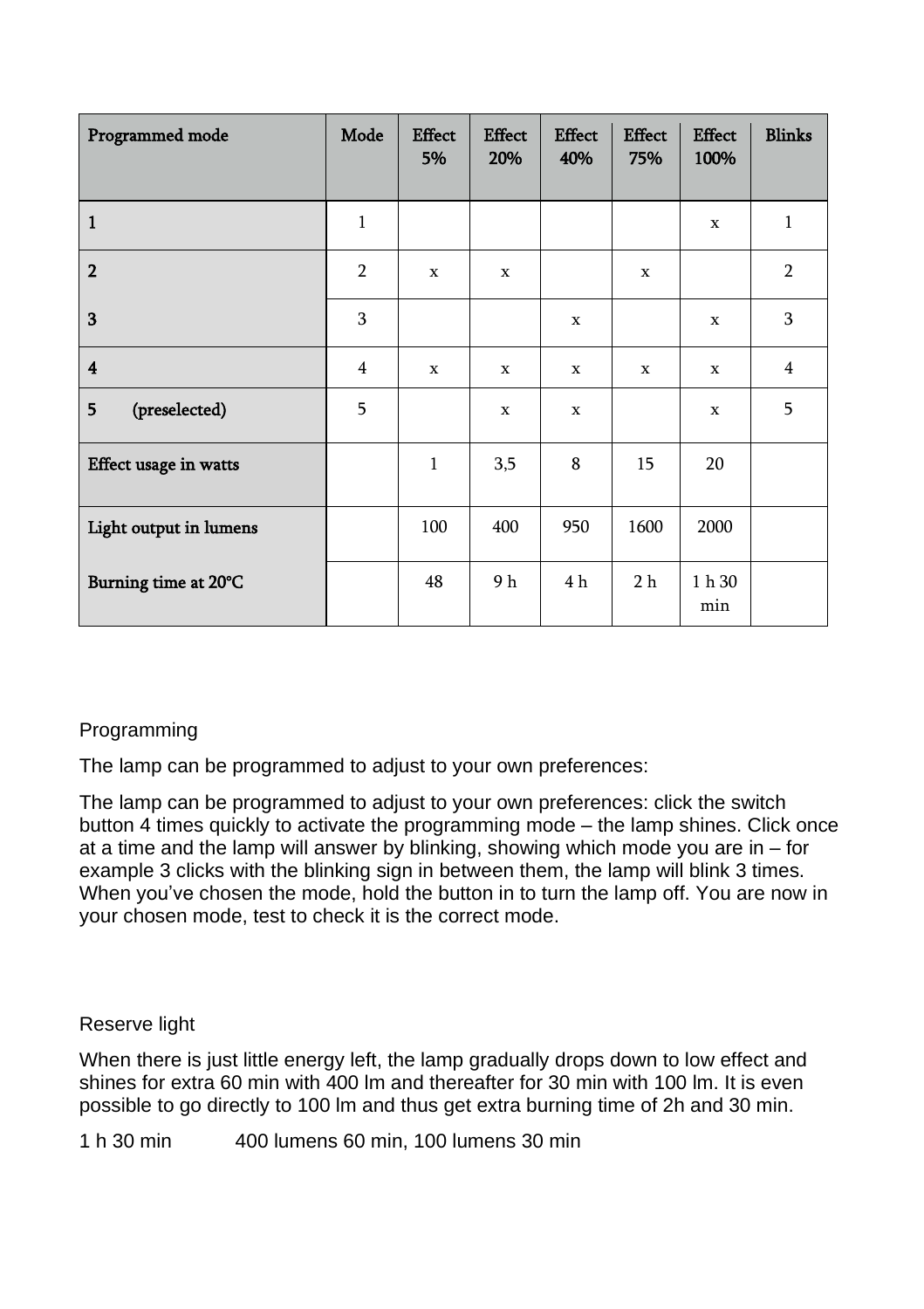| Programmed mode | Mode | Effect 5% | Effect 20% | Effect 40% | Effect 75% | Effect 100% | Blinks |
|---|---|---|---|---|---|---|---|
| **1** | 1 | | | | | x | 1 |
| **2** | 2 | x | x | | x | | 2 |
| **3** | 3 | | | x | | x | 3 |
| **4** | 4 | x | x | x | x | x | 4 |
| **5 (preselected)** | 5 | | x | x | | x | 5 |
| **Effect usage in watts** | | 1 | 3,5 | 8 | 15 | 20 | |
| **Light output in lumens** | | 100 | 400 | 950 | 1600 | 2000 | |
| **Burning time at 20°C** | | 48 | 9 h | 4 h | 2 h | 1 h 30 min | |

Programming

The lamp can be programmed to adjust to your own preferences:

The lamp can be programmed to adjust to your own preferences: click the switch button 4 times quickly to activate the programming mode – the lamp shines. Click once at a time and the lamp will answer by blinking, showing which mode you are in – for example 3 clicks with the blinking sign in between them, the lamp will blink 3 times. When you've chosen the mode, hold the button in to turn the lamp off. You are now in your chosen mode, test to check it is the correct mode.

Reserve light

When there is just little energy left, the lamp gradually drops down to low effect and shines for extra 60 min with 400 lm and thereafter for 30 min with 100 lm. It is even possible to go directly to 100 lm and thus get extra burning time of 2h and 30 min.

1 h 30 min     400 lumens 60 min, 100 lumens 30 min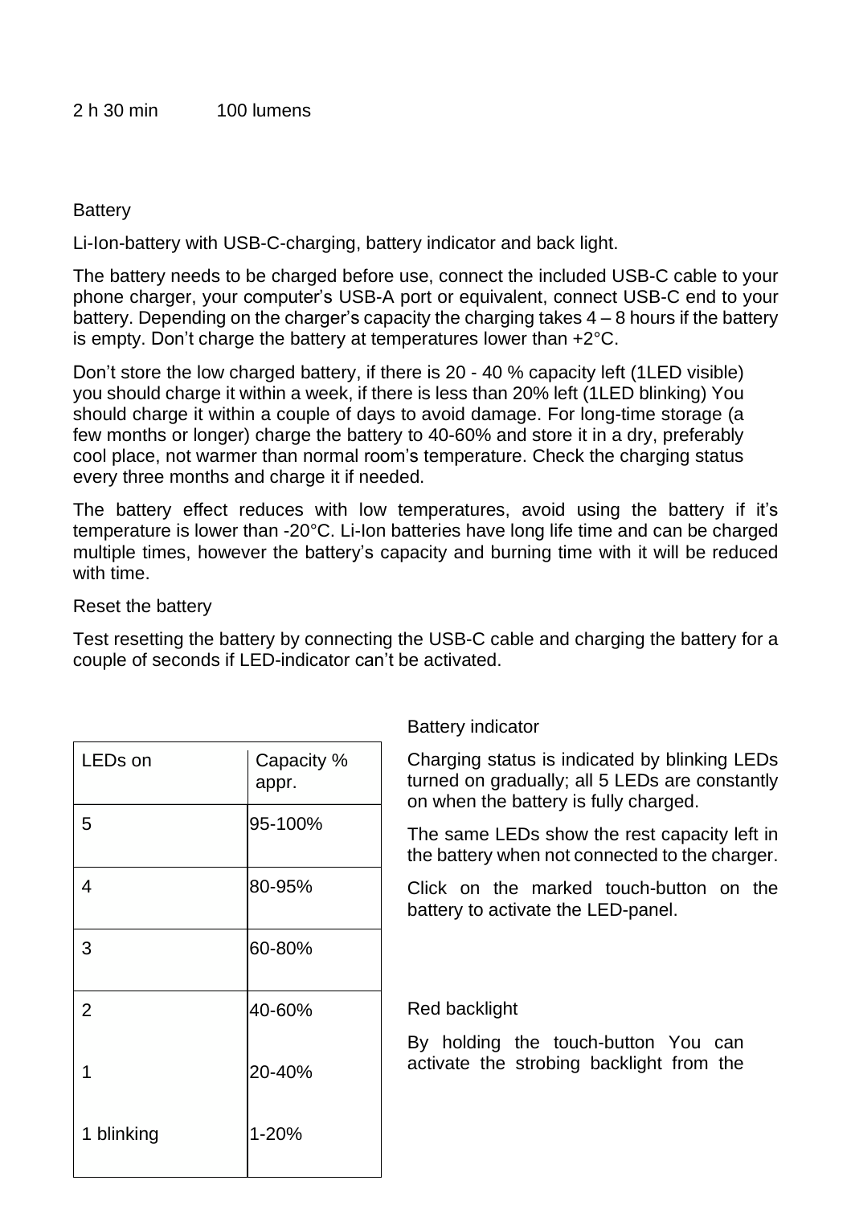2 h 30 min 100 lumens

## Battery

Li-Ion-battery with USB-C-charging, battery indicator and back light.

The battery needs to be charged before use, connect the included USB-C cable to your phone charger, your computer's USB-A port or equivalent, connect USB-C end to your battery. Depending on the charger's capacity the charging takes 4 – 8 hours if the battery is empty. Don't charge the battery at temperatures lower than +2°C.

Don't store the low charged battery, if there is 20 - 40 % capacity left (1LED visible) you should charge it within a week, if there is less than 20% left (1LED blinking) You should charge it within a couple of days to avoid damage. For long-time storage (a few months or longer) charge the battery to 40-60% and store it in a dry, preferably cool place, not warmer than normal room's temperature. Check the charging status every three months and charge it if needed.

The battery effect reduces with low temperatures, avoid using the battery if it's temperature is lower than -20°C. Li-Ion batteries have long life time and can be charged multiple times, however the battery's capacity and burning time with it will be reduced with time.

## Reset the battery

Test resetting the battery by connecting the USB-C cable and charging the battery for a couple of seconds if LED-indicator can't be activated.

| LEDs on | Capacity % appr. |
|---|---|
| 5 | 95-100% |
| 4 | 80-95% |
| 3 | 60-80% |
| 2 | 40-60% |
| 1 | 20-40% |
| 1 blinking | 1-20% |

## Battery indicator

Charging status is indicated by blinking LEDs turned on gradually; all 5 LEDs are constantly on when the battery is fully charged.

The same LEDs show the rest capacity left in the battery when not connected to the charger.

Click on the marked touch-button on the battery to activate the LED-panel.

## Red backlight

By holding the touch-button You can activate the strobing backlight from the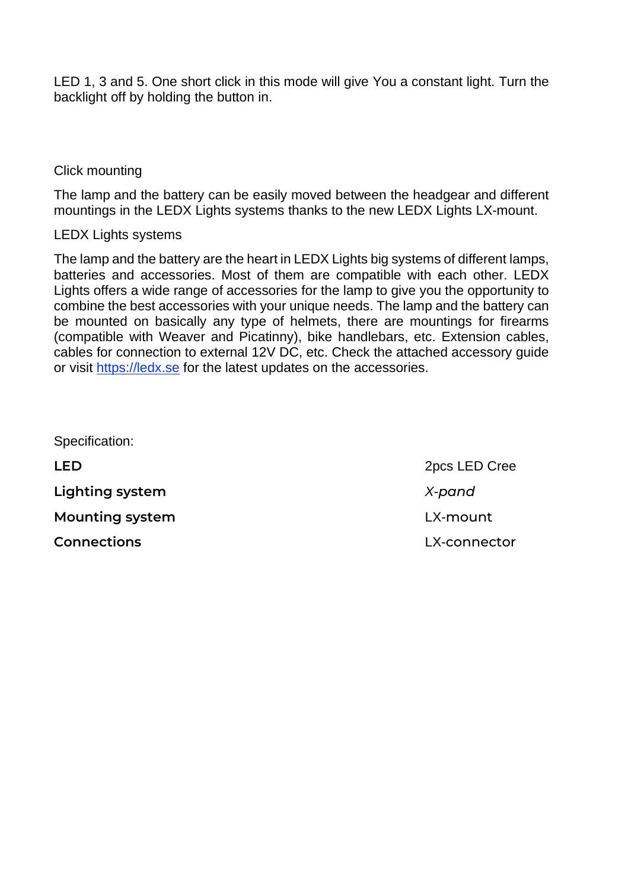LED 1, 3 and 5. One short click in this mode will give You a constant light. Turn the backlight off by holding the button in.

Click mounting

The lamp and the battery can be easily moved between the headgear and different mountings in the LEDX Lights systems thanks to the new LEDX Lights LX-mount.

LEDX Lights systems

The lamp and the battery are the heart in LEDX Lights big systems of different lamps, batteries and accessories. Most of them are compatible with each other. LEDX Lights offers a wide range of accessories for the lamp to give you the opportunity to combine the best accessories with your unique needs. The lamp and the battery can be mounted on basically any type of helmets, there are mountings for firearms (compatible with Weaver and Picatinny), bike handlebars, etc. Extension cables, cables for connection to external 12V DC, etc. Check the attached accessory guide or visit [https://ledx.se](https://ledx.se) for the latest updates on the accessories.

Specification:

| | |
|---|---|
| **LED** | 2pcs LED Cree |
| **Lighting system** | *X-pand* |
| **Mounting system** | LX-mount |
| **Connections** | LX-connector |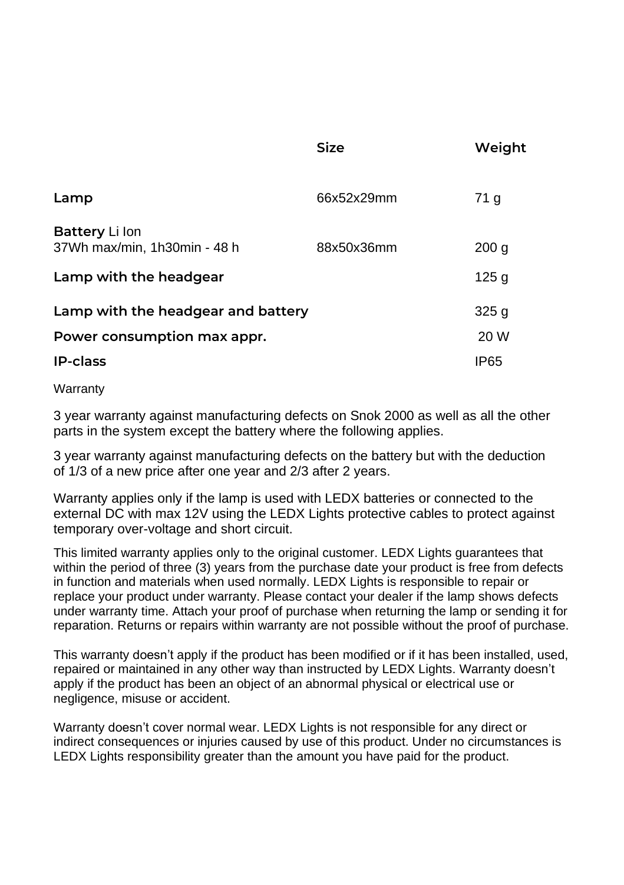| | Size | Weight |
|---|---|---|
| **Lamp** | 66x52x29mm | 71 g |
| **Battery** Li Ion<br>37Wh max/min, 1h30min - 48 h | 88x50x36mm | 200 g |
| **Lamp with the headgear** | | 125 g |
| **Lamp with the headgear and battery** | | 325 g |
| **Power consumption max appr.** | | 20 W |
| **IP-class** | | IP65 |

Warranty

3 year warranty against manufacturing defects on Snok 2000 as well as all the other parts in the system except the battery where the following applies.

3 year warranty against manufacturing defects on the battery but with the deduction of 1/3 of a new price after one year and 2/3 after 2 years.

Warranty applies only if the lamp is used with LEDX batteries or connected to the external DC with max 12V using the LEDX Lights protective cables to protect against temporary over-voltage and short circuit.

This limited warranty applies only to the original customer. LEDX Lights guarantees that within the period of three (3) years from the purchase date your product is free from defects in function and materials when used normally. LEDX Lights is responsible to repair or replace your product under warranty. Please contact your dealer if the lamp shows defects under warranty time. Attach your proof of purchase when returning the lamp or sending it for reparation. Returns or repairs within warranty are not possible without the proof of purchase.

This warranty doesn't apply if the product has been modified or if it has been installed, used, repaired or maintained in any other way than instructed by LEDX Lights. Warranty doesn't apply if the product has been an object of an abnormal physical or electrical use or negligence, misuse or accident.

Warranty doesn't cover normal wear. LEDX Lights is not responsible for any direct or indirect consequences or injuries caused by use of this product. Under no circumstances is LEDX Lights responsibility greater than the amount you have paid for the product.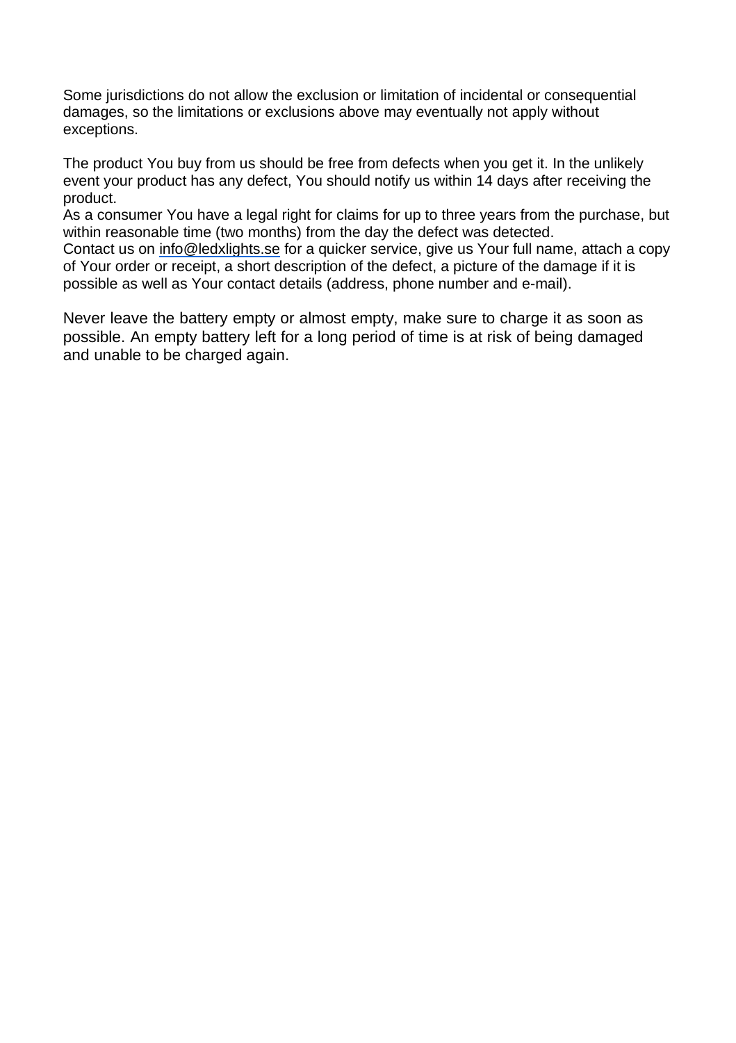Some jurisdictions do not allow the exclusion or limitation of incidental or consequential damages, so the limitations or exclusions above may eventually not apply without exceptions.

The product You buy from us should be free from defects when you get it. In the unlikely event your product has any defect, You should notify us within 14 days after receiving the product.
As a consumer You have a legal right for claims for up to three years from the purchase, but within reasonable time (two months) from the day the defect was detected.
Contact us on info@ledxlights.se for a quicker service, give us Your full name, attach a copy of Your order or receipt, a short description of the defect, a picture of the damage if it is possible as well as Your contact details (address, phone number and e-mail).

Never leave the battery empty or almost empty, make sure to charge it as soon as possible. An empty battery left for a long period of time is at risk of being damaged and unable to be charged again.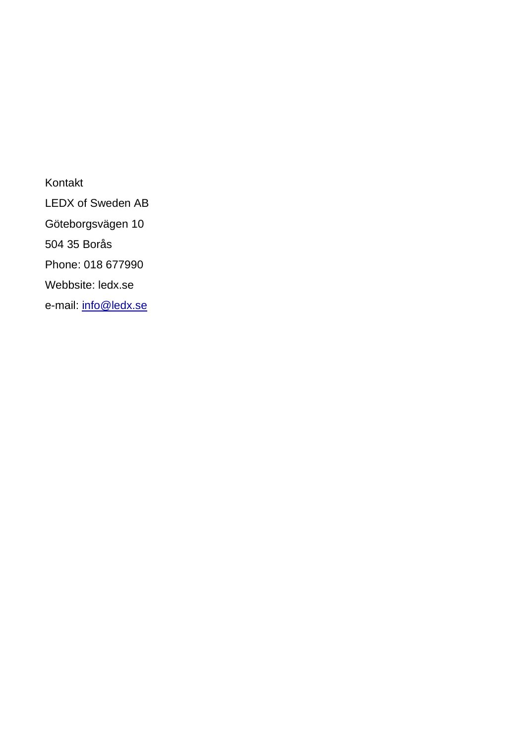Kontakt

LEDX of Sweden AB

Göteborgsvägen 10

504 35 Borås

Phone: 018 677990

Webbsite: ledx.se

e-mail: info@ledx.se